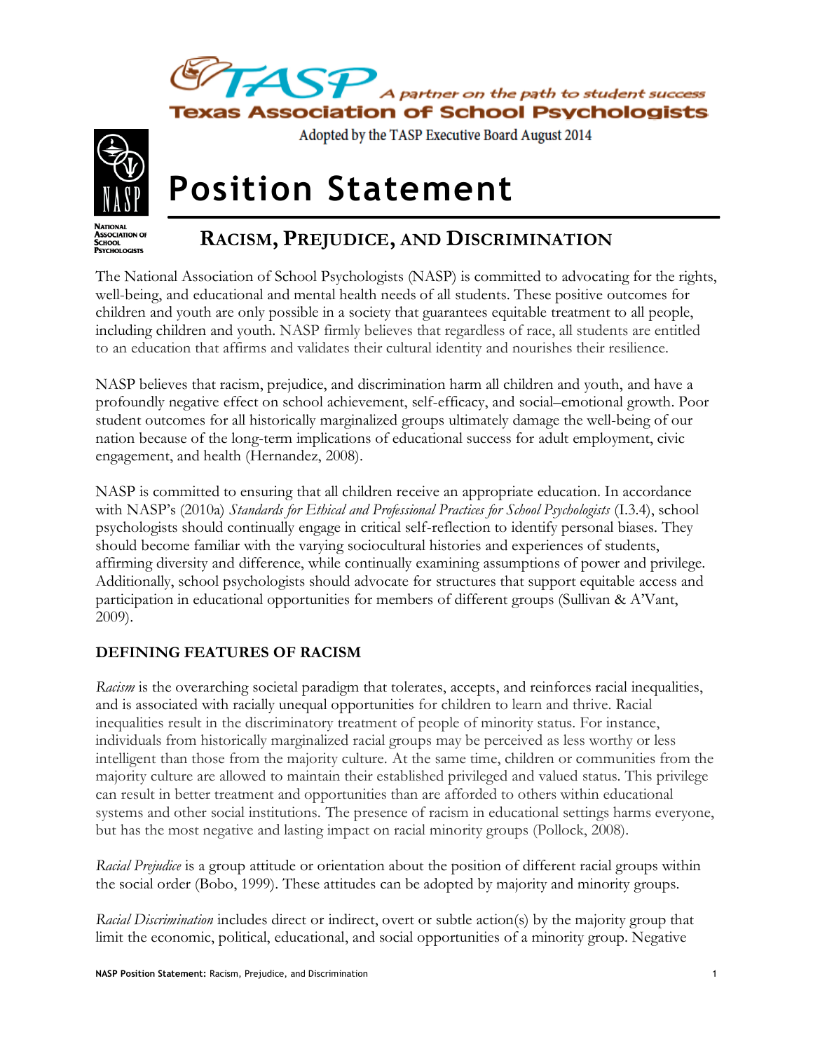Texas Association of School Psychologists — A partner on the path to student success

Adopted by the TASP Executive Board August 2014

# Position Statement

## RACISM, PREJUDICE, AND DISCRIMINATION

The National Association of School Psychologists (NASP) is committed to advocating for the rights, well-being, and educational and mental health needs of all students. These positive outcomes for children and youth are only possible in a society that guarantees equitable treatment to all people, including children and youth. NASP firmly believes that regardless of race, all students are entitled to an education that affirms and validates their cultural identity and nourishes their resilience.

NASP believes that racism, prejudice, and discrimination harm all children and youth, and have a profoundly negative effect on school achievement, self-efficacy, and social–emotional growth. Poor student outcomes for all historically marginalized groups ultimately damage the well-being of our nation because of the long-term implications of educational success for adult employment, civic engagement, and health (Hernandez, 2008).

NASP is committed to ensuring that all children receive an appropriate education. In accordance with NASP's (2010a) *Standards for Ethical and Professional Practices for School Psychologists* (I.3.4), school psychologists should continually engage in critical self-reflection to identify personal biases. They should become familiar with the varying sociocultural histories and experiences of students, affirming diversity and difference, while continually examining assumptions of power and privilege. Additionally, school psychologists should advocate for structures that support equitable access and participation in educational opportunities for members of different groups (Sullivan & A'Vant, 2009).

### DEFINING FEATURES OF RACISM

*Racism* is the overarching societal paradigm that tolerates, accepts, and reinforces racial inequalities, and is associated with racially unequal opportunities for children to learn and thrive. Racial inequalities result in the discriminatory treatment of people of minority status. For instance, individuals from historically marginalized racial groups may be perceived as less worthy or less intelligent than those from the majority culture. At the same time, children or communities from the majority culture are allowed to maintain their established privileged and valued status. This privilege can result in better treatment and opportunities than are afforded to others within educational systems and other social institutions. The presence of racism in educational settings harms everyone, but has the most negative and lasting impact on racial minority groups (Pollock, 2008).

*Racial Prejudice* is a group attitude or orientation about the position of different racial groups within the social order (Bobo, 1999). These attitudes can be adopted by majority and minority groups.

*Racial Discrimination* includes direct or indirect, overt or subtle action(s) by the majority group that limit the economic, political, educational, and social opportunities of a minority group. Negative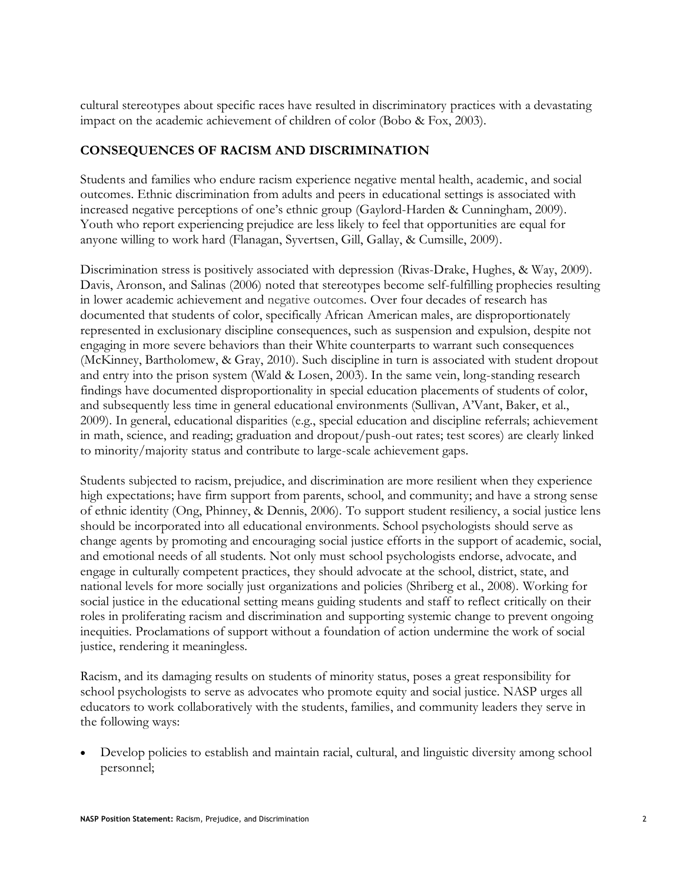cultural stereotypes about specific races have resulted in discriminatory practices with a devastating impact on the academic achievement of children of color (Bobo & Fox, 2003).

## CONSEQUENCES OF RACISM AND DISCRIMINATION

Students and families who endure racism experience negative mental health, academic, and social outcomes. Ethnic discrimination from adults and peers in educational settings is associated with increased negative perceptions of one's ethnic group (Gaylord-Harden & Cunningham, 2009). Youth who report experiencing prejudice are less likely to feel that opportunities are equal for anyone willing to work hard (Flanagan, Syvertsen, Gill, Gallay, & Cumsille, 2009).

Discrimination stress is positively associated with depression (Rivas-Drake, Hughes, & Way, 2009). Davis, Aronson, and Salinas (2006) noted that stereotypes become self-fulfilling prophecies resulting in lower academic achievement and negative outcomes. Over four decades of research has documented that students of color, specifically African American males, are disproportionately represented in exclusionary discipline consequences, such as suspension and expulsion, despite not engaging in more severe behaviors than their White counterparts to warrant such consequences (McKinney, Bartholomew, & Gray, 2010). Such discipline in turn is associated with student dropout and entry into the prison system (Wald & Losen, 2003). In the same vein, long-standing research findings have documented disproportionality in special education placements of students of color, and subsequently less time in general educational environments (Sullivan, A'Vant, Baker, et al., 2009). In general, educational disparities (e.g., special education and discipline referrals; achievement in math, science, and reading; graduation and dropout/push-out rates; test scores) are clearly linked to minority/majority status and contribute to large-scale achievement gaps.

Students subjected to racism, prejudice, and discrimination are more resilient when they experience high expectations; have firm support from parents, school, and community; and have a strong sense of ethnic identity (Ong, Phinney, & Dennis, 2006). To support student resiliency, a social justice lens should be incorporated into all educational environments. School psychologists should serve as change agents by promoting and encouraging social justice efforts in the support of academic, social, and emotional needs of all students. Not only must school psychologists endorse, advocate, and engage in culturally competent practices, they should advocate at the school, district, state, and national levels for more socially just organizations and policies (Shriberg et al., 2008). Working for social justice in the educational setting means guiding students and staff to reflect critically on their roles in proliferating racism and discrimination and supporting systemic change to prevent ongoing inequities. Proclamations of support without a foundation of action undermine the work of social justice, rendering it meaningless.

Racism, and its damaging results on students of minority status, poses a great responsibility for school psychologists to serve as advocates who promote equity and social justice. NASP urges all educators to work collaboratively with the students, families, and community leaders they serve in the following ways:

- Develop policies to establish and maintain racial, cultural, and linguistic diversity among school personnel;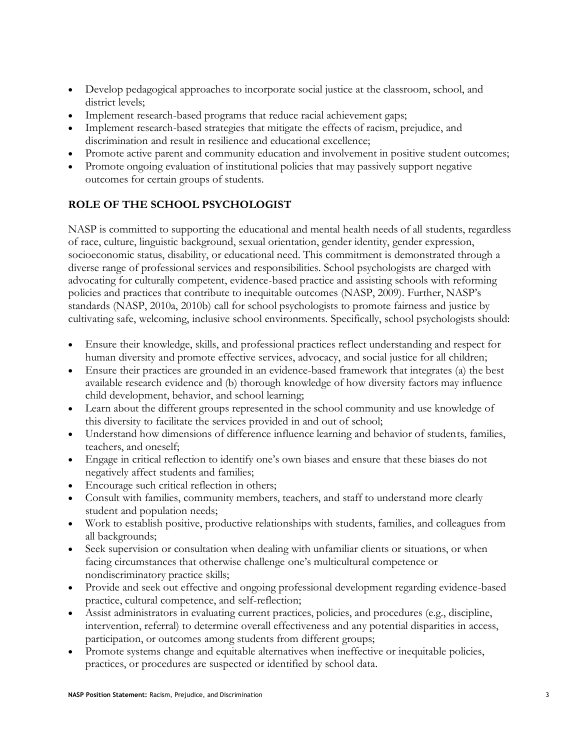- Develop pedagogical approaches to incorporate social justice at the classroom, school, and district levels;
- Implement research-based programs that reduce racial achievement gaps;
- Implement research-based strategies that mitigate the effects of racism, prejudice, and discrimination and result in resilience and educational excellence;
- Promote active parent and community education and involvement in positive student outcomes;
- Promote ongoing evaluation of institutional policies that may passively support negative outcomes for certain groups of students.

## ROLE OF THE SCHOOL PSYCHOLOGIST

NASP is committed to supporting the educational and mental health needs of all students, regardless of race, culture, linguistic background, sexual orientation, gender identity, gender expression, socioeconomic status, disability, or educational need. This commitment is demonstrated through a diverse range of professional services and responsibilities. School psychologists are charged with advocating for culturally competent, evidence-based practice and assisting schools with reforming policies and practices that contribute to inequitable outcomes (NASP, 2009). Further, NASP's standards (NASP, 2010a, 2010b) call for school psychologists to promote fairness and justice by cultivating safe, welcoming, inclusive school environments. Specifically, school psychologists should:

- Ensure their knowledge, skills, and professional practices reflect understanding and respect for human diversity and promote effective services, advocacy, and social justice for all children;
- Ensure their practices are grounded in an evidence-based framework that integrates (a) the best available research evidence and (b) thorough knowledge of how diversity factors may influence child development, behavior, and school learning;
- Learn about the different groups represented in the school community and use knowledge of this diversity to facilitate the services provided in and out of school;
- Understand how dimensions of difference influence learning and behavior of students, families, teachers, and oneself;
- Engage in critical reflection to identify one's own biases and ensure that these biases do not negatively affect students and families;
- Encourage such critical reflection in others;
- Consult with families, community members, teachers, and staff to understand more clearly student and population needs;
- Work to establish positive, productive relationships with students, families, and colleagues from all backgrounds;
- Seek supervision or consultation when dealing with unfamiliar clients or situations, or when facing circumstances that otherwise challenge one's multicultural competence or nondiscriminatory practice skills;
- Provide and seek out effective and ongoing professional development regarding evidence-based practice, cultural competence, and self-reflection;
- Assist administrators in evaluating current practices, policies, and procedures (e.g., discipline, intervention, referral) to determine overall effectiveness and any potential disparities in access, participation, or outcomes among students from different groups;
- Promote systems change and equitable alternatives when ineffective or inequitable policies, practices, or procedures are suspected or identified by school data.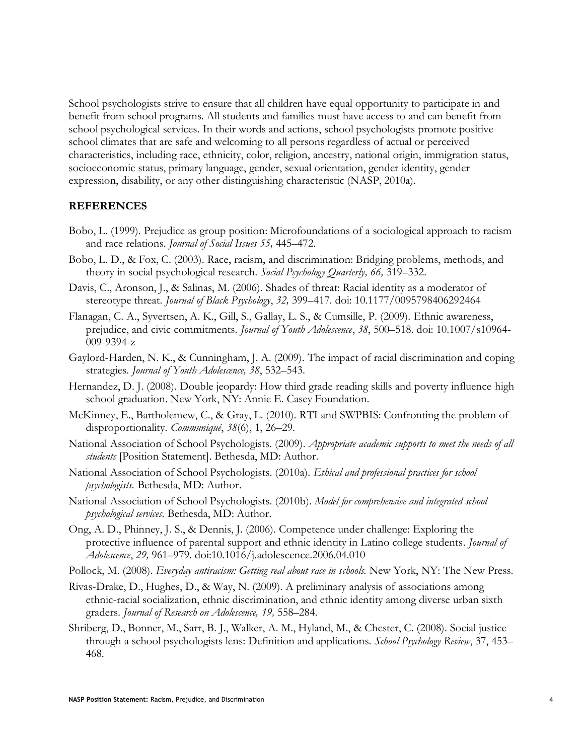School psychologists strive to ensure that all children have equal opportunity to participate in and benefit from school programs. All students and families must have access to and can benefit from school psychological services. In their words and actions, school psychologists promote positive school climates that are safe and welcoming to all persons regardless of actual or perceived characteristics, including race, ethnicity, color, religion, ancestry, national origin, immigration status, socioeconomic status, primary language, gender, sexual orientation, gender identity, gender expression, disability, or any other distinguishing characteristic (NASP, 2010a).

## REFERENCES

Bobo, L. (1999). Prejudice as group position: Microfoundations of a sociological approach to racism and race relations. *Journal of Social Issues 55,* 445–472.

Bobo, L. D., & Fox, C. (2003). Race, racism, and discrimination: Bridging problems, methods, and theory in social psychological research. *Social Psychology Quarterly, 66,* 319–332.

Davis, C., Aronson, J., & Salinas, M. (2006). Shades of threat: Racial identity as a moderator of stereotype threat. *Journal of Black Psychology*, *32,* 399–417. doi: 10.1177/0095798406292464

Flanagan, C. A., Syvertsen, A. K., Gill, S., Gallay, L. S., & Cumsille, P. (2009). Ethnic awareness, prejudice, and civic commitments. *Journal of Youth Adolescence*, *38*, 500–518. doi: 10.1007/s10964-009-9394-z

Gaylord-Harden, N. K., & Cunningham, J. A. (2009). The impact of racial discrimination and coping strategies. *Journal of Youth Adolescence, 38*, 532–543.

Hernandez, D. J. (2008). Double jeopardy: How third grade reading skills and poverty influence high school graduation. New York, NY: Annie E. Casey Foundation.

McKinney, E., Bartholemew, C., & Gray, L. (2010). RTI and SWPBIS: Confronting the problem of disproportionality. *Communiqué*, *38*(6), 1, 26–29.

National Association of School Psychologists. (2009). *Appropriate academic supports to meet the needs of all students* [Position Statement]. Bethesda, MD: Author.

National Association of School Psychologists. (2010a). *Ethical and professional practices for school psychologists.* Bethesda, MD: Author.

National Association of School Psychologists. (2010b). *Model for comprehensive and integrated school psychological services.* Bethesda, MD: Author.

Ong, A. D., Phinney, J. S., & Dennis, J. (2006). Competence under challenge: Exploring the protective influence of parental support and ethnic identity in Latino college students. *Journal of Adolescence*, *29,* 961–979. doi:10.1016/j.adolescence.2006.04.010

Pollock, M. (2008). *Everyday antiracism: Getting real about race in schools.* New York, NY: The New Press.

Rivas-Drake, D., Hughes, D., & Way, N. (2009). A preliminary analysis of associations among ethnic-racial socialization, ethnic discrimination, and ethnic identity among diverse urban sixth graders. *Journal of Research on Adolescence, 19,* 558–284.

Shriberg, D., Bonner, M., Sarr, B. J., Walker, A. M., Hyland, M., & Chester, C. (2008). Social justice through a school psychologists lens: Definition and applications. *School Psychology Review*, 37, 453–468.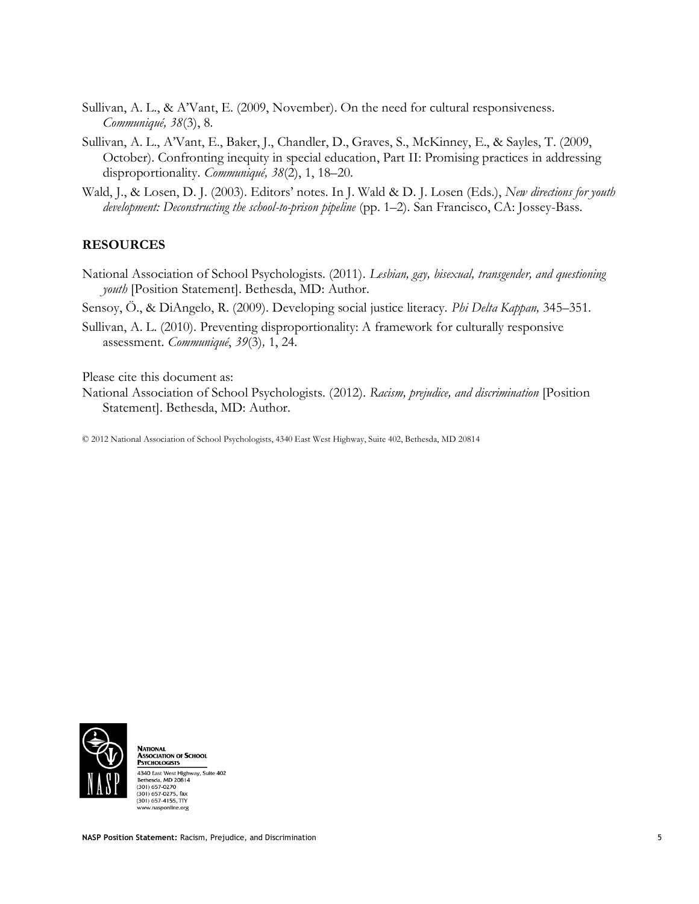Sullivan, A. L., & A'Vant, E. (2009, November). On the need for cultural responsiveness. *Communiqué, 38*(3), 8.

Sullivan, A. L., A'Vant, E., Baker, J., Chandler, D., Graves, S., McKinney, E., & Sayles, T. (2009, October). Confronting inequity in special education, Part II: Promising practices in addressing disproportionality. *Communiqué, 38*(2), 1, 18–20.

Wald, J., & Losen, D. J. (2003). Editors' notes. In J. Wald & D. J. Losen (Eds.), *New directions for youth development: Deconstructing the school-to-prison pipeline* (pp. 1–2). San Francisco, CA: Jossey-Bass.

## RESOURCES

National Association of School Psychologists. (2011). *Lesbian, gay, bisexual, transgender, and questioning youth* [Position Statement]. Bethesda, MD: Author.

Sensoy, Ö., & DiAngelo, R. (2009). Developing social justice literacy. *Phi Delta Kappan,* 345–351.

Sullivan, A. L. (2010). Preventing disproportionality: A framework for culturally responsive assessment. *Communiqué*, *39*(3)*,* 1, 24.

Please cite this document as:

National Association of School Psychologists. (2012). *Racism, prejudice, and discrimination* [Position Statement]. Bethesda, MD: Author.

© 2012 National Association of School Psychologists, 4340 East West Highway, Suite 402, Bethesda, MD 20814

NATIONAL ASSOCIATION OF SCHOOL PSYCHOLOGISTS
4340 East West Highway, Suite 402
Bethesda, MD 20814
(301) 657-0270
(301) 657-0275, fax
(301) 657-4155, TTY
www.nasponline.org